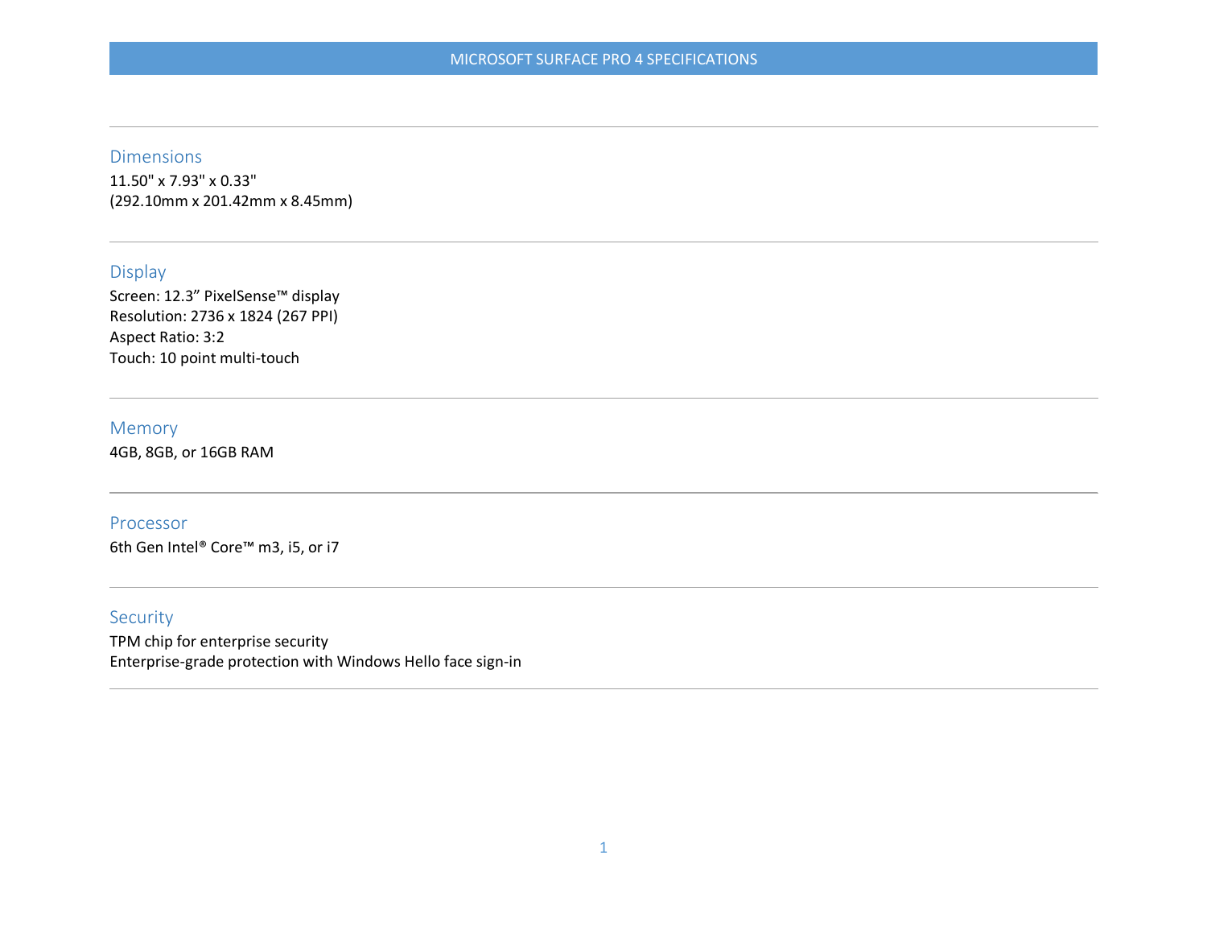# MICROSOFT SURFACE PRO 4 SPECIFICATIONS

---

## Dimensions

11.50" x 7.93" x 0.33"
(292.10mm x 201.42mm x 8.45mm)

---

## Display

Screen: 12.3” PixelSense™ display
Resolution: 2736 x 1824 (267 PPI)
Aspect Ratio: 3:2
Touch: 10 point multi-touch

---

## Memory

4GB, 8GB, or 16GB RAM

---

## Processor

6th Gen Intel® Core™ m3, i5, or i7

---

## Security

TPM chip for enterprise security
Enterprise-grade protection with Windows Hello face sign-in

---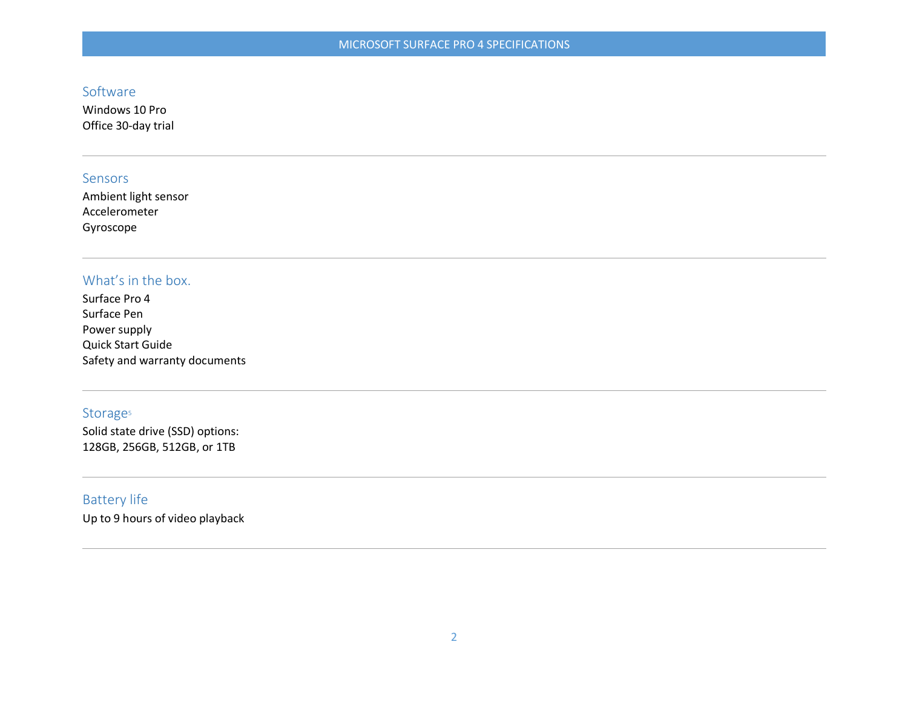## Software

Windows 10 Pro
Office 30-day trial

---

## Sensors

Ambient light sensor
Accelerometer
Gyroscope

---

## What's in the box.

Surface Pro 4
Surface Pen
Power supply
Quick Start Guide
Safety and warranty documents

---

## Storage[5]

Solid state drive (SSD) options:
128GB, 256GB, 512GB, or 1TB

---

## Battery life

Up to 9 hours of video playback

---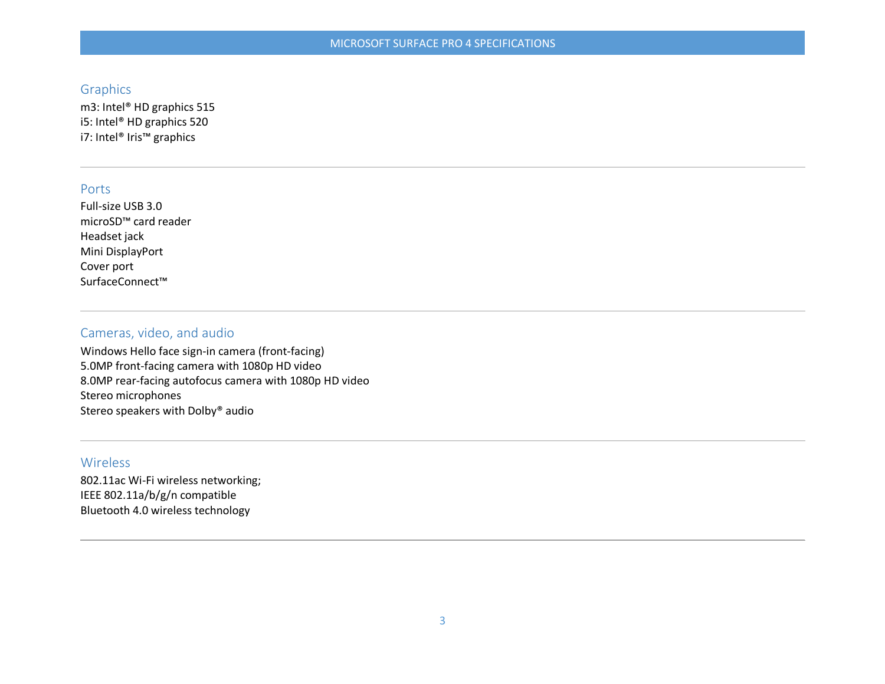## Graphics

m3: Intel® HD graphics 515
i5: Intel® HD graphics 520
i7: Intel® Iris™ graphics

---

## Ports

Full-size USB 3.0
microSD™ card reader
Headset jack
Mini DisplayPort
Cover port
SurfaceConnect™

---

## Cameras, video, and audio

Windows Hello face sign-in camera (front-facing)
5.0MP front-facing camera with 1080p HD video
8.0MP rear-facing autofocus camera with 1080p HD video
Stereo microphones
Stereo speakers with Dolby® audio

---

## Wireless

802.11ac Wi-Fi wireless networking;
IEEE 802.11a/b/g/n compatible
Bluetooth 4.0 wireless technology

---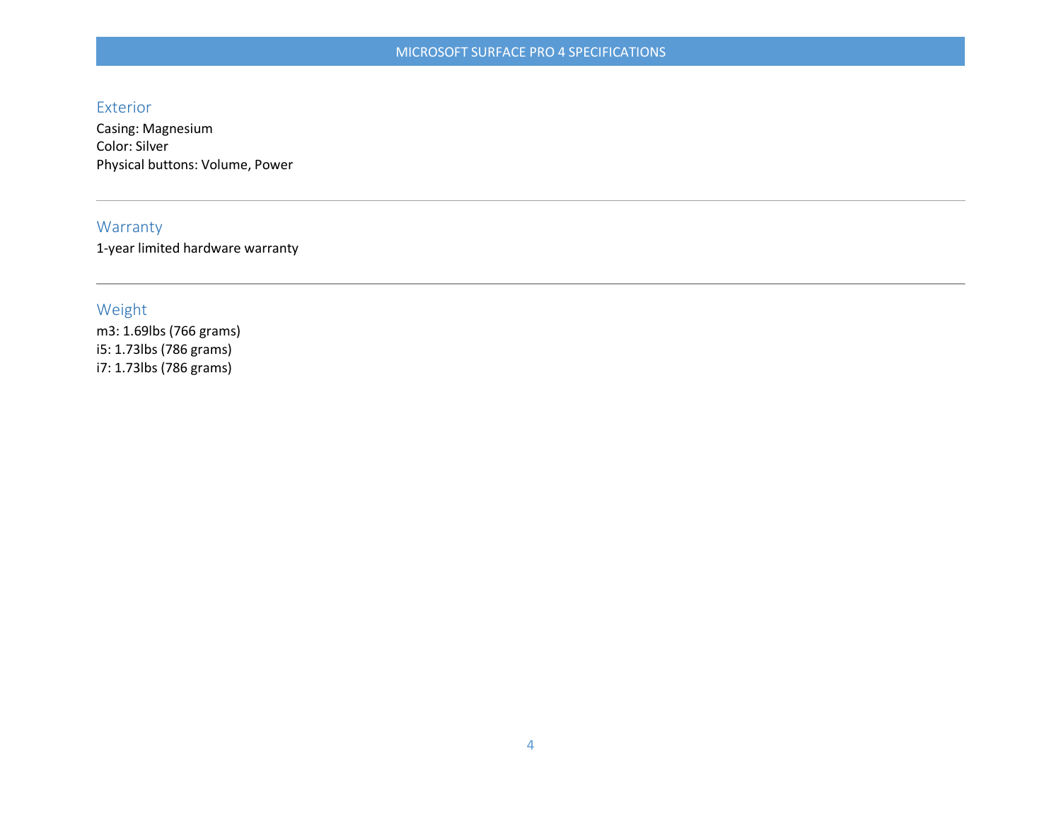## Exterior

Casing: Magnesium
Color: Silver
Physical buttons: Volume, Power

---

## Warranty

1-year limited hardware warranty

---

## Weight

m3: 1.69lbs (766 grams)
i5: 1.73lbs (786 grams)
i7: 1.73lbs (786 grams)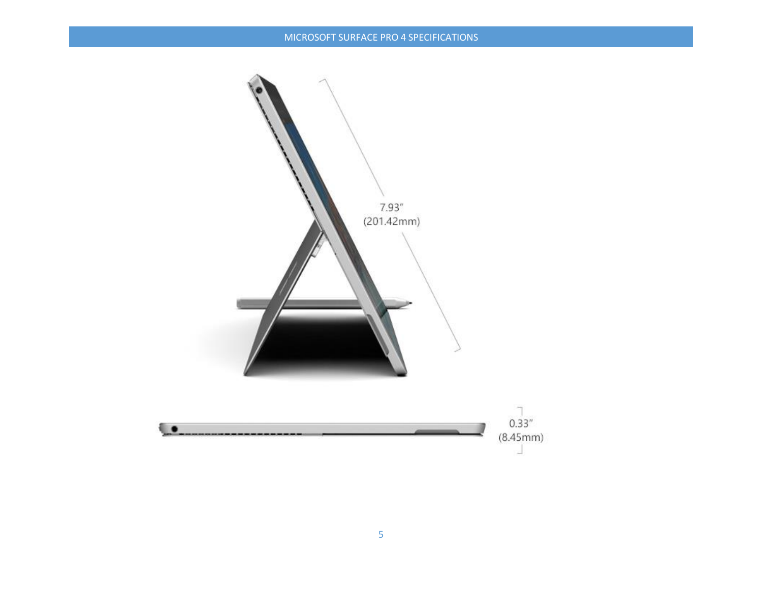7.93″
(201.42mm)

0.33″
(8.45mm)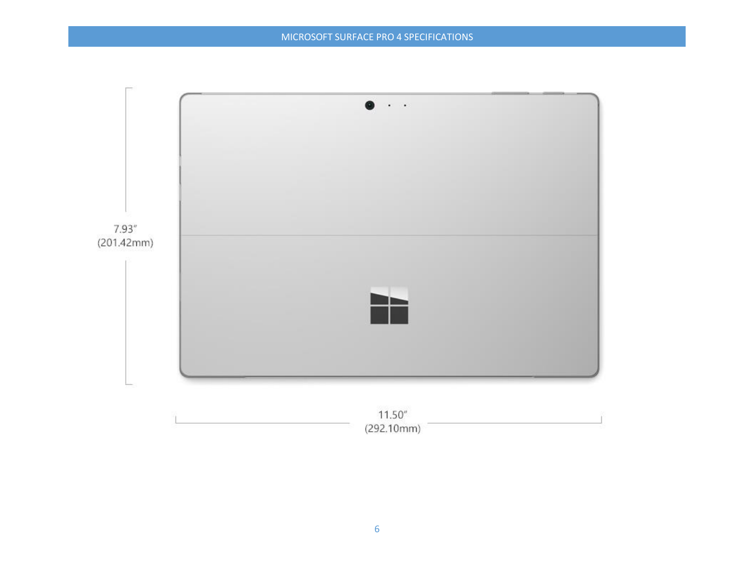7.93″
(201.42mm)

11.50″
(292.10mm)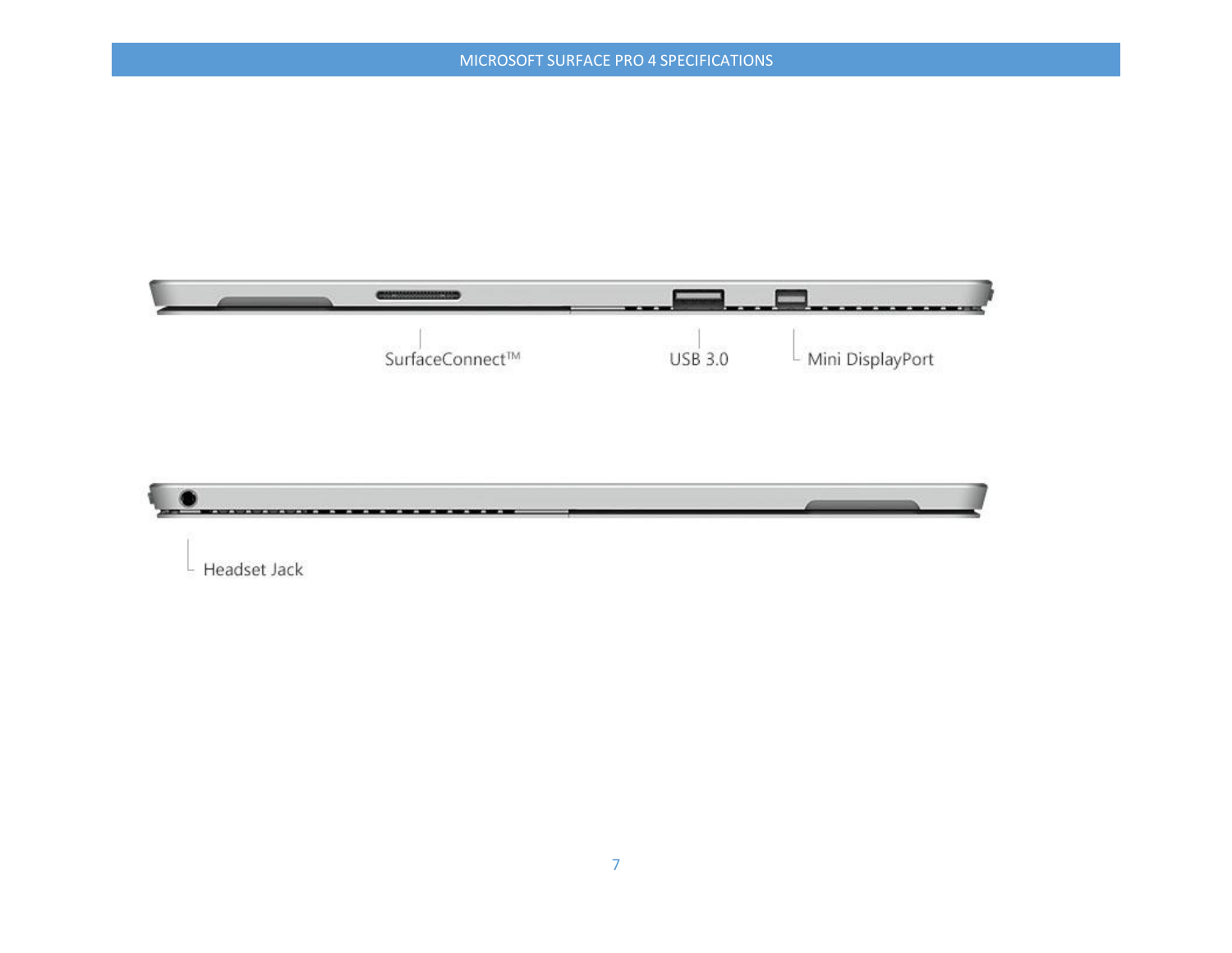SurfaceConnect™

USB 3.0

Mini DisplayPort

Headset Jack